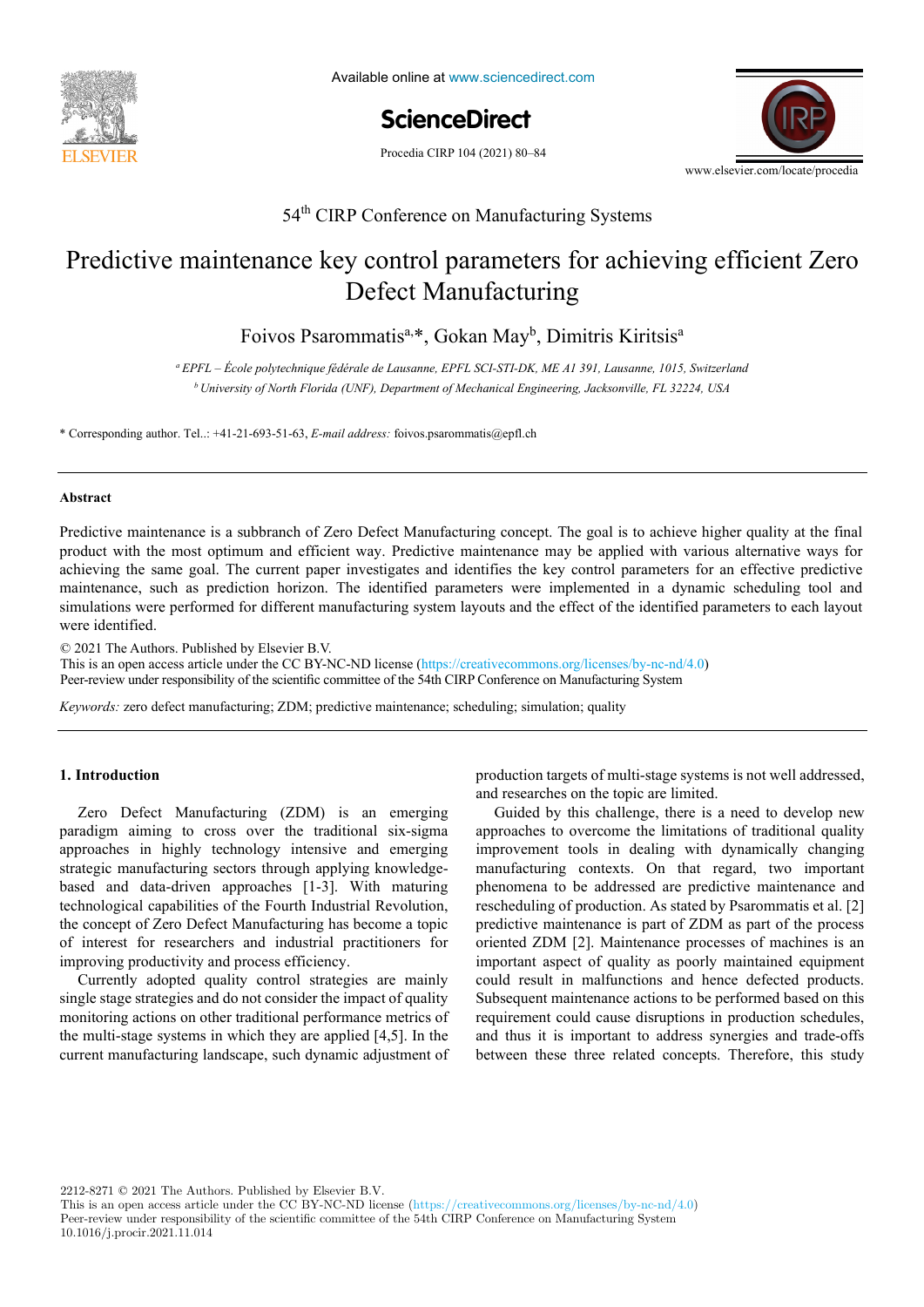# Predictive maintenance key control parameters for achieving efficient Zero Defect Manufacturing

Foivos Psarommatis[a,*], Gokan May[b], Dimitris Kiritsis[a]

[a] *EPFL – École polytechnique fédérale de Lausanne, EPFL SCI-STI-DK, ME A1 391, Lausanne, 1015, Switzerland*

[b] *University of North Florida (UNF), Department of Mechanical Engineering, Jacksonville, FL 32224, USA*

\* Corresponding author. Tel..: +41-21-693-51-63, *E-mail address:* foivos.psarommatis@epfl.ch

## Abstract

Predictive maintenance is a subbranch of Zero Defect Manufacturing concept. The goal is to achieve higher quality at the final product with the most optimum and efficient way. Predictive maintenance may be applied with various alternative ways for achieving the same goal. The current paper investigates and identifies the key control parameters for an effective predictive maintenance, such as prediction horizon. The identified parameters were implemented in a dynamic scheduling tool and simulations were performed for different manufacturing system layouts and the effect of the identified parameters to each layout were identified.

© 2021 The Authors. Published by Elsevier B.V.
This is an open access article under the CC BY-NC-ND license (https://creativecommons.org/licenses/by-nc-nd/4.0)
Peer-review under responsibility of the scientific committee of the 54th CIRP Conference on Manufacturing System

*Keywords:* zero defect manufacturing; ZDM; predictive maintenance; scheduling; simulation; quality

## 1. Introduction

Zero Defect Manufacturing (ZDM) is an emerging paradigm aiming to cross over the traditional six-sigma approaches in highly technology intensive and emerging strategic manufacturing sectors through applying knowledge-based and data-driven approaches [1-3]. With maturing technological capabilities of the Fourth Industrial Revolution, the concept of Zero Defect Manufacturing has become a topic of interest for researchers and industrial practitioners for improving productivity and process efficiency.

Currently adopted quality control strategies are mainly single stage strategies and do not consider the impact of quality monitoring actions on other traditional performance metrics of the multi-stage systems in which they are applied [4,5]. In the current manufacturing landscape, such dynamic adjustment of production targets of multi-stage systems is not well addressed, and researches on the topic are limited.

Guided by this challenge, there is a need to develop new approaches to overcome the limitations of traditional quality improvement tools in dealing with dynamically changing manufacturing contexts. On that regard, two important phenomena to be addressed are predictive maintenance and rescheduling of production. As stated by Psarommatis et al. [2] predictive maintenance is part of ZDM as part of the process oriented ZDM [2]. Maintenance processes of machines is an important aspect of quality as poorly maintained equipment could result in malfunctions and hence defected products. Subsequent maintenance actions to be performed based on this requirement could cause disruptions in production schedules, and thus it is important to address synergies and trade-offs between these three related concepts. Therefore, this study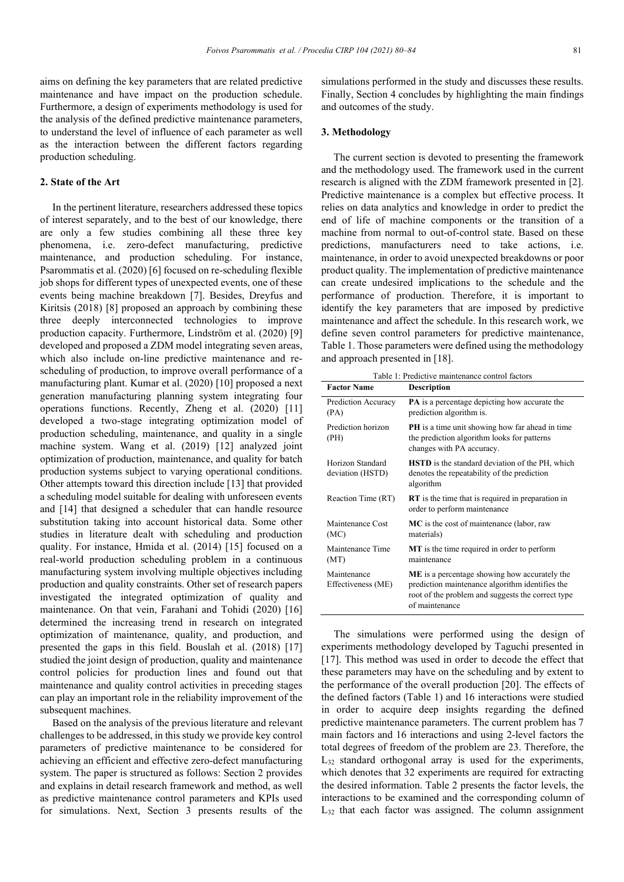aims on defining the key parameters that are related predictive maintenance and have impact on the production schedule. Furthermore, a design of experiments methodology is used for the analysis of the defined predictive maintenance parameters, to understand the level of influence of each parameter as well as the interaction between the different factors regarding production scheduling.

## 2. State of the Art

In the pertinent literature, researchers addressed these topics of interest separately, and to the best of our knowledge, there are only a few studies combining all these three key phenomena, i.e. zero-defect manufacturing, predictive maintenance, and production scheduling. For instance, Psarommatis et al. (2020) [6] focused on re-scheduling flexible job shops for different types of unexpected events, one of these events being machine breakdown [7]. Besides, Dreyfus and Kiritsis (2018) [8] proposed an approach by combining these three deeply interconnected technologies to improve production capacity. Furthermore, Lindström et al. (2020) [9] developed and proposed a ZDM model integrating seven areas, which also include on-line predictive maintenance and re-scheduling of production, to improve overall performance of a manufacturing plant. Kumar et al. (2020) [10] proposed a next generation manufacturing planning system integrating four operations functions. Recently, Zheng et al. (2020) [11] developed a two-stage integrating optimization model of production scheduling, maintenance, and quality in a single machine system. Wang et al. (2019) [12] analyzed joint optimization of production, maintenance, and quality for batch production systems subject to varying operational conditions. Other attempts toward this direction include [13] that provided a scheduling model suitable for dealing with unforeseen events and [14] that designed a scheduler that can handle resource substitution taking into account historical data. Some other studies in literature dealt with scheduling and production quality. For instance, Hmida et al. (2014) [15] focused on a real-world production scheduling problem in a continuous manufacturing system involving multiple objectives including production and quality constraints. Other set of research papers investigated the integrated optimization of quality and maintenance. On that vein, Farahani and Tohidi (2020) [16] determined the increasing trend in research on integrated optimization of maintenance, quality, and production, and presented the gaps in this field. Bouslah et al. (2018) [17] studied the joint design of production, quality and maintenance control policies for production lines and found out that maintenance and quality control activities in preceding stages can play an important role in the reliability improvement of the subsequent machines.

Based on the analysis of the previous literature and relevant challenges to be addressed, in this study we provide key control parameters of predictive maintenance to be considered for achieving an efficient and effective zero-defect manufacturing system. The paper is structured as follows: Section 2 provides and explains in detail research framework and method, as well as predictive maintenance control parameters and KPIs used for simulations. Next, Section 3 presents results of the simulations performed in the study and discusses these results. Finally, Section 4 concludes by highlighting the main findings and outcomes of the study.

## 3. Methodology

The current section is devoted to presenting the framework and the methodology used. The framework used in the current research is aligned with the ZDM framework presented in [2]. Predictive maintenance is a complex but effective process. It relies on data analytics and knowledge in order to predict the end of life of machine components or the transition of a machine from normal to out-of-control state. Based on these predictions, manufacturers need to take actions, i.e. maintenance, in order to avoid unexpected breakdowns or poor product quality. The implementation of predictive maintenance can create undesired implications to the schedule and the performance of production. Therefore, it is important to identify the key parameters that are imposed by predictive maintenance and affect the schedule. In this research work, we define seven control parameters for predictive maintenance, Table 1. Those parameters were defined using the methodology and approach presented in [18].

Table 1: Predictive maintenance control factors

| Factor Name | Description |
|---|---|
| Prediction Accuracy (PA) | **PA** is a percentage depicting how accurate the prediction algorithm is. |
| Prediction horizon (PH) | **PH** is a time unit showing how far ahead in time the prediction algorithm looks for patterns changes with PA accuracy. |
| Horizon Standard deviation (HSTD) | **HSTD** is the standard deviation of the PH, which denotes the repeatability of the prediction algorithm |
| Reaction Time (RT) | **RT** is the time that is required in preparation in order to perform maintenance |
| Maintenance Cost (MC) | **MC** is the cost of maintenance (labor, raw materials) |
| Maintenance Time (MT) | **MT** is the time required in order to perform maintenance |
| Maintenance Effectiveness (ME) | **ME** is a percentage showing how accurately the prediction maintenance algorithm identifies the root of the problem and suggests the correct type of maintenance |

The simulations were performed using the design of experiments methodology developed by Taguchi presented in [17]. This method was used in order to decode the effect that these parameters may have on the scheduling and by extent to the performance of the overall production [20]. The effects of the defined factors (Table 1) and 16 interactions were studied in order to acquire deep insights regarding the defined predictive maintenance parameters. The current problem has 7 main factors and 16 interactions and using 2-level factors the total degrees of freedom of the problem are 23. Therefore, the $L_{32}$ standard orthogonal array is used for the experiments, which denotes that 32 experiments are required for extracting the desired information. Table 2 presents the factor levels, the interactions to be examined and the corresponding column of $L_{32}$ that each factor was assigned. The column assignment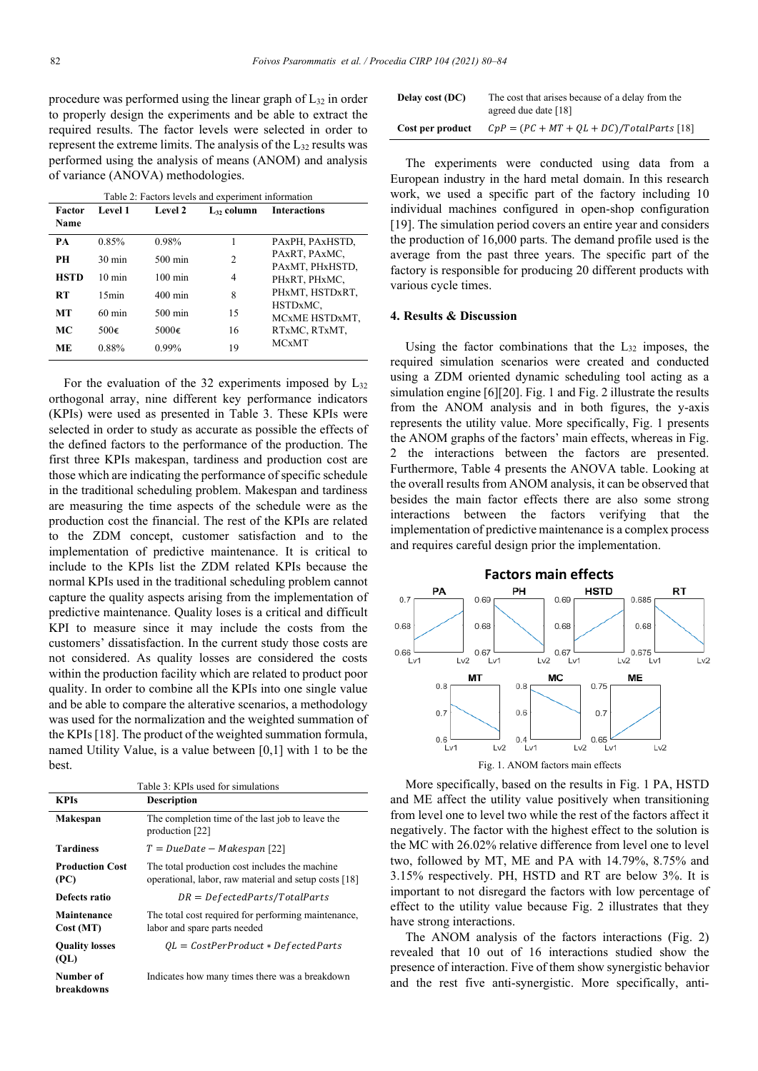procedure was performed using the linear graph of $L_{32}$ in order to properly design the experiments and be able to extract the required results. The factor levels were selected in order to represent the extreme limits. The analysis of the $L_{32}$ results was performed using the analysis of means (ANOM) and analysis of variance (ANOVA) methodologies.

Table 2: Factors levels and experiment information

| Factor Name | Level 1 | Level 2 | $L_{32}$ column | Interactions |
|---|---|---|---|---|
| PA | 0.85% | 0.98% | 1 | PAxPH, PAxHSTD, PAxRT, PAxMC, PAxMT, PHxHSTD, PHxRT, PHxMC, PHxMT, HSTDxRT, HSTDxMC, MCxME HSTDxMT, RTxMC, RTxMT, MCxMT |
| PH | 30 min | 500 min | 2 | |
| HSTD | 10 min | 100 min | 4 | |
| RT | 15min | 400 min | 8 | |
| MT | 60 min | 500 min | 15 | |
| MC | 500€ | 5000€ | 16 | |
| ME | 0.88% | 0.99% | 19 | |

For the evaluation of the 32 experiments imposed by $L_{32}$ orthogonal array, nine different key performance indicators (KPIs) were used as presented in Table 3. These KPIs were selected in order to study as accurate as possible the effects of the defined factors to the performance of the production. The first three KPIs makespan, tardiness and production cost are those which are indicating the performance of specific schedule in the traditional scheduling problem. Makespan and tardiness are measuring the time aspects of the schedule were as the production cost the financial. The rest of the KPIs are related to the ZDM concept, customer satisfaction and to the implementation of predictive maintenance. It is critical to include to the KPIs list the ZDM related KPIs because the normal KPIs used in the traditional scheduling problem cannot capture the quality aspects arising from the implementation of predictive maintenance. Quality loses is a critical and difficult KPI to measure since it may include the costs from the customers' dissatisfaction. In the current study those costs are not considered. As quality losses are considered the costs within the production facility which are related to product poor quality. In order to combine all the KPIs into one single value and be able to compare the alterative scenarios, a methodology was used for the normalization and the weighted summation of the KPIs [18]. The product of the weighted summation formula, named Utility Value, is a value between [0,1] with 1 to be the best.

Table 3: KPIs used for simulations

| KPIs | Description |
|---|---|
| **Makespan** | The completion time of the last job to leave the production [22] |
| **Tardiness** | $T = DueDate - Makespan$ [22] |
| **Production Cost (PC)** | The total production cost includes the machine operational, labor, raw material and setup costs [18] |
| **Defects ratio** | $DR = DefectedParts/TotalParts$ |
| **Maintenance Cost (MT)** | The total cost required for performing maintenance, labor and spare parts needed |
| **Quality losses (QL)** | $QL = CostPerProduct * DefectedParts$ |
| **Number of breakdowns** | Indicates how many times there was a breakdown |
| **Delay cost (DC)** | The cost that arises because of a delay from the agreed due date [18] |
| **Cost per product** | $CpP = (PC + MT + QL + DC)/TotalParts$ [18] |

The experiments were conducted using data from a European industry in the hard metal domain. In this research work, we used a specific part of the factory including 10 individual machines configured in open-shop configuration [19]. The simulation period covers an entire year and considers the production of 16,000 parts. The demand profile used is the average from the past three years. The specific part of the factory is responsible for producing 20 different products with various cycle times.

## 4. Results & Discussion

Using the factor combinations that the $L_{32}$ imposes, the required simulation scenarios were created and conducted using a ZDM oriented dynamic scheduling tool acting as a simulation engine [6][20]. Fig. 1 and Fig. 2 illustrate the results from the ANOM analysis and in both figures, the y-axis represents the utility value. More specifically, Fig. 1 presents the ANOM graphs of the factors' main effects, whereas in Fig. 2 the interactions between the factors are presented. Furthermore, Table 4 presents the ANOVA table. Looking at the overall results from ANOM analysis, it can be observed that besides the main factor effects there are also some strong interactions between the factors verifying that the implementation of predictive maintenance is a complex process and requires careful design prior the implementation.

Fig. 1. ANOM factors main effects

More specifically, based on the results in Fig. 1 PA, HSTD and ME affect the utility value positively when transitioning from level one to level two while the rest of the factors affect it negatively. The factor with the highest effect to the solution is the MC with 26.02% relative difference from level one to level two, followed by MT, ME and PA with 14.79%, 8.75% and 3.15% respectively. PH, HSTD and RT are below 3%. It is important to not disregard the factors with low percentage of effect to the utility value because Fig. 2 illustrates that they have strong interactions.

The ANOM analysis of the factors interactions (Fig. 2) revealed that 10 out of 16 interactions studied show the presence of interaction. Five of them show synergistic behavior and the rest five anti-synergistic. More specifically, anti-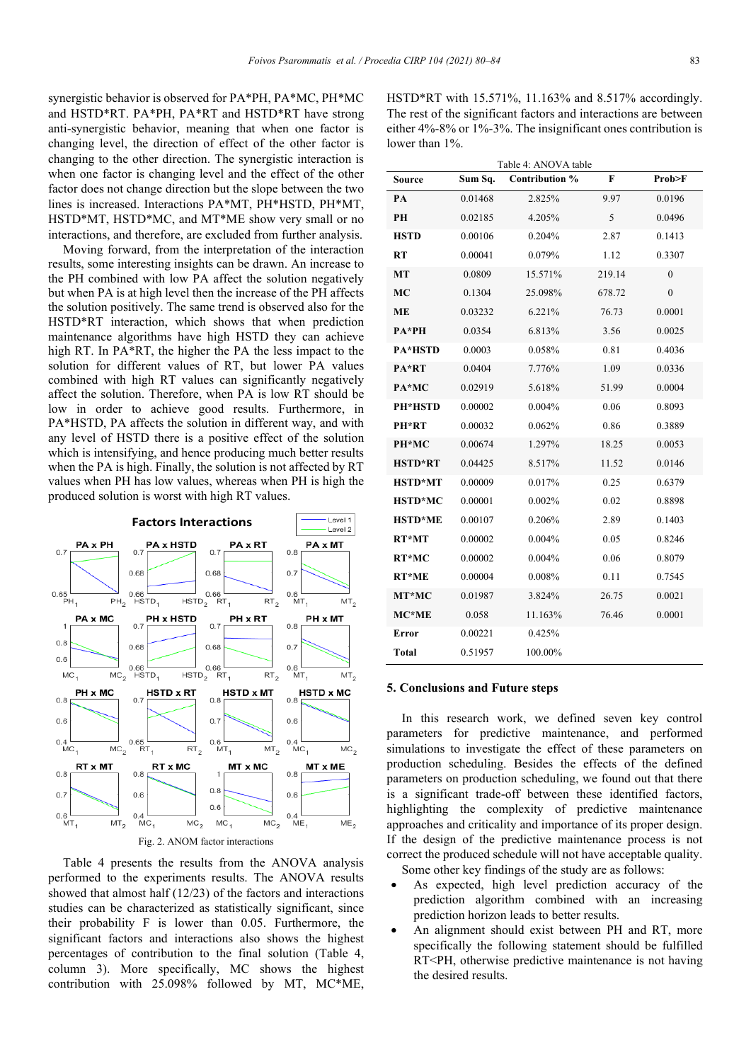synergistic behavior is observed for PA*PH, PA*MC, PH*MC and HSTD*RT. PA*PH, PA*RT and HSTD*RT have strong anti-synergistic behavior, meaning that when one factor is changing level, the direction of effect of the other factor is changing to the other direction. The synergistic interaction is when one factor is changing level and the effect of the other factor does not change direction but the slope between the two lines is increased. Interactions PA*MT, PH*HSTD, PH*MT, HSTD*MT, HSTD*MC, and MT*ME show very small or no interactions, and therefore, are excluded from further analysis.

Moving forward, from the interpretation of the interaction results, some interesting insights can be drawn. An increase to the PH combined with low PA affect the solution negatively but when PA is at high level then the increase of the PH affects the solution positively. The same trend is observed also for the HSTD*RT interaction, which shows that when prediction maintenance algorithms have high HSTD they can achieve high RT. In PA*RT, the higher the PA the less impact to the solution for different values of RT, but lower PA values combined with high RT values can significantly negatively affect the solution. Therefore, when PA is low RT should be low in order to achieve good results. Furthermore, in PA*HSTD, PA affects the solution in different way, and with any level of HSTD there is a positive effect of the solution which is intensifying, and hence producing much better results when the PA is high. Finally, the solution is not affected by RT values when PH has low values, whereas when PH is high the produced solution is worst with high RT values.

Fig. 2. ANOM factor interactions

Table 4 presents the results from the ANOVA analysis performed to the experiments results. The ANOVA results showed that almost half (12/23) of the factors and interactions studies can be characterized as statistically significant, since their probability F is lower than 0.05. Furthermore, the significant factors and interactions also shows the highest percentages of contribution to the final solution (Table 4, column 3). More specifically, MC shows the highest contribution with 25.098% followed by MT, MC*ME, HSTD*RT with 15.571%, 11.163% and 8.517% accordingly. The rest of the significant factors and interactions are between either 4%-8% or 1%-3%. The insignificant ones contribution is lower than 1%.

Table 4: ANOVA table

| Source | Sum Sq. | Contribution % | F | Prob>F |
|---|---|---|---|---|
| PA | 0.01468 | 2.825% | 9.97 | 0.0196 |
| PH | 0.02185 | 4.205% | 5 | 0.0496 |
| HSTD | 0.00106 | 0.204% | 2.87 | 0.1413 |
| RT | 0.00041 | 0.079% | 1.12 | 0.3307 |
| MT | 0.0809 | 15.571% | 219.14 | 0 |
| MC | 0.1304 | 25.098% | 678.72 | 0 |
| ME | 0.03232 | 6.221% | 76.73 | 0.0001 |
| PA*PH | 0.0354 | 6.813% | 3.56 | 0.0025 |
| PA*HSTD | 0.0003 | 0.058% | 0.81 | 0.4036 |
| PA*RT | 0.0404 | 7.776% | 1.09 | 0.0336 |
| PA*MC | 0.02919 | 5.618% | 51.99 | 0.0004 |
| PH*HSTD | 0.00002 | 0.004% | 0.06 | 0.8093 |
| PH*RT | 0.00032 | 0.062% | 0.86 | 0.3889 |
| PH*MC | 0.00674 | 1.297% | 18.25 | 0.0053 |
| HSTD*RT | 0.04425 | 8.517% | 11.52 | 0.0146 |
| HSTD*MT | 0.00009 | 0.017% | 0.25 | 0.6379 |
| HSTD*MC | 0.00001 | 0.002% | 0.02 | 0.8898 |
| HSTD*ME | 0.00107 | 0.206% | 2.89 | 0.1403 |
| RT*MT | 0.00002 | 0.004% | 0.05 | 0.8246 |
| RT*MC | 0.00002 | 0.004% | 0.06 | 0.8079 |
| RT*ME | 0.00004 | 0.008% | 0.11 | 0.7545 |
| MT*MC | 0.01987 | 3.824% | 26.75 | 0.0021 |
| MC*ME | 0.058 | 11.163% | 76.46 | 0.0001 |
| Error | 0.00221 | 0.425% | | |
| Total | 0.51957 | 100.00% | | |

## 5. Conclusions and Future steps

In this research work, we defined seven key control parameters for predictive maintenance, and performed simulations to investigate the effect of these parameters on production scheduling. Besides the effects of the defined parameters on production scheduling, we found out that there is a significant trade-off between these identified factors, highlighting the complexity of predictive maintenance approaches and criticality and importance of its proper design. If the design of the predictive maintenance process is not correct the produced schedule will not have acceptable quality.

Some other key findings of the study are as follows:

- As expected, high level prediction accuracy of the prediction algorithm combined with an increasing prediction horizon leads to better results.
- An alignment should exist between PH and RT, more specifically the following statement should be fulfilled RT<PH, otherwise predictive maintenance is not having the desired results.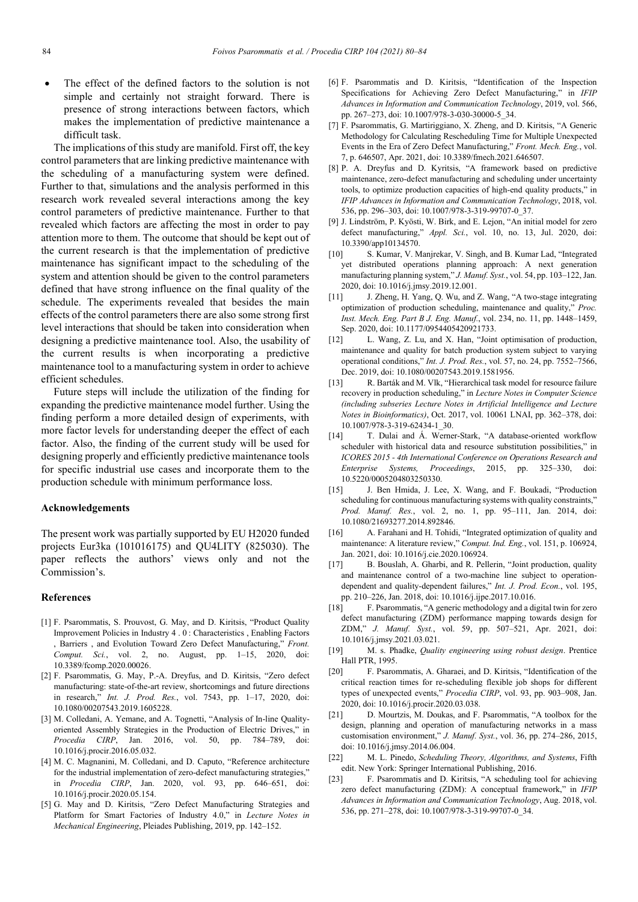- The effect of the defined factors to the solution is not simple and certainly not straight forward. There is presence of strong interactions between factors, which makes the implementation of predictive maintenance a difficult task.

The implications of this study are manifold. First off, the key control parameters that are linking predictive maintenance with the scheduling of a manufacturing system were defined. Further to that, simulations and the analysis performed in this research work revealed several interactions among the key control parameters of predictive maintenance. Further to that revealed which factors are affecting the most in order to pay attention more to them. The outcome that should be kept out of the current research is that the implementation of predictive maintenance has significant impact to the scheduling of the system and attention should be given to the control parameters defined that have strong influence on the final quality of the schedule. The experiments revealed that besides the main effects of the control parameters there are also some strong first level interactions that should be taken into consideration when designing a predictive maintenance tool. Also, the usability of the current results is when incorporating a predictive maintenance tool to a manufacturing system in order to achieve efficient schedules.

Future steps will include the utilization of the finding for expanding the predictive maintenance model further. Using the finding perform a more detailed design of experiments, with more factor levels for understanding deeper the effect of each factor. Also, the finding of the current study will be used for designing properly and efficiently predictive maintenance tools for specific industrial use cases and incorporate them to the production schedule with minimum performance loss.

## Acknowledgements

The present work was partially supported by EU H2020 funded projects Eur3ka (101016175) and QU4LITY (825030). The paper reflects the authors' views only and not the Commission's.

## References

[1] F. Psarommatis, S. Prouvost, G. May, and D. Kiritsis, "Product Quality Improvement Policies in Industry 4 . 0 : Characteristics , Enabling Factors , Barriers , and Evolution Toward Zero Defect Manufacturing," *Front. Comput. Sci.*, vol. 2, no. August, pp. 1–15, 2020, doi: 10.3389/fcomp.2020.00026.

[2] F. Psarommatis, G. May, P.-A. Dreyfus, and D. Kiritsis, "Zero defect manufacturing: state-of-the-art review, shortcomings and future directions in research," *Int. J. Prod. Res.*, vol. 7543, pp. 1–17, 2020, doi: 10.1080/00207543.2019.1605228.

[3] M. Colledani, A. Yemane, and A. Tognetti, "Analysis of In-line Quality-oriented Assembly Strategies in the Production of Electric Drives," in *Procedia CIRP*, Jan. 2016, vol. 50, pp. 784–789, doi: 10.1016/j.procir.2016.05.032.

[4] M. C. Magnanini, M. Colledani, and D. Caputo, "Reference architecture for the industrial implementation of zero-defect manufacturing strategies," in *Procedia CIRP*, Jan. 2020, vol. 93, pp. 646–651, doi: 10.1016/j.procir.2020.05.154.

[5] G. May and D. Kiritsis, "Zero Defect Manufacturing Strategies and Platform for Smart Factories of Industry 4.0," in *Lecture Notes in Mechanical Engineering*, Pleiades Publishing, 2019, pp. 142–152.

[6] F. Psarommatis and D. Kiritsis, "Identification of the Inspection Specifications for Achieving Zero Defect Manufacturing," in *IFIP Advances in Information and Communication Technology*, 2019, vol. 566, pp. 267–273, doi: 10.1007/978-3-030-30000-5_34.

[7] F. Psarommatis, G. Martiriggiano, X. Zheng, and D. Kiritsis, "A Generic Methodology for Calculating Rescheduling Time for Multiple Unexpected Events in the Era of Zero Defect Manufacturing," *Front. Mech. Eng.*, vol. 7, p. 646507, Apr. 2021, doi: 10.3389/fmech.2021.646507.

[8] P. A. Dreyfus and D. Kyritsis, "A framework based on predictive maintenance, zero-defect manufacturing and scheduling under uncertainty tools, to optimize production capacities of high-end quality products," in *IFIP Advances in Information and Communication Technology*, 2018, vol. 536, pp. 296–303, doi: 10.1007/978-3-319-99707-0_37.

[9] J. Lindström, P. Kyösti, W. Birk, and E. Lejon, "An initial model for zero defect manufacturing," *Appl. Sci.*, vol. 10, no. 13, Jul. 2020, doi: 10.3390/app10134570.

[10] S. Kumar, V. Manjrekar, V. Singh, and B. Kumar Lad, "Integrated yet distributed operations planning approach: A next generation manufacturing planning system," *J. Manuf. Syst.*, vol. 54, pp. 103–122, Jan. 2020, doi: 10.1016/j.jmsy.2019.12.001.

[11] J. Zheng, H. Yang, Q. Wu, and Z. Wang, "A two-stage integrating optimization of production scheduling, maintenance and quality," *Proc. Inst. Mech. Eng. Part B J. Eng. Manuf.*, vol. 234, no. 11, pp. 1448–1459, Sep. 2020, doi: 10.1177/0954405420921733.

[12] L. Wang, Z. Lu, and X. Han, "Joint optimisation of production, maintenance and quality for batch production system subject to varying operational conditions," *Int. J. Prod. Res.*, vol. 57, no. 24, pp. 7552–7566, Dec. 2019, doi: 10.1080/00207543.2019.1581956.

[13] R. Barták and M. Vlk, "Hierarchical task model for resource failure recovery in production scheduling," in *Lecture Notes in Computer Science (including subseries Lecture Notes in Artificial Intelligence and Lecture Notes in Bioinformatics)*, Oct. 2017, vol. 10061 LNAI, pp. 362–378, doi: 10.1007/978-3-319-62434-1_30.

[14] T. Dulai and Á. Werner-Stark, "A database-oriented workflow scheduler with historical data and resource substitution possibilities," in *ICORES 2015 - 4th International Conference on Operations Research and Enterprise Systems, Proceedings*, 2015, pp. 325–330, doi: 10.5220/0005204803250330.

[15] J. Ben Hmida, J. Lee, X. Wang, and F. Boukadi, "Production scheduling for continuous manufacturing systems with quality constraints," *Prod. Manuf. Res.*, vol. 2, no. 1, pp. 95–111, Jan. 2014, doi: 10.1080/21693277.2014.892846.

[16] A. Farahani and H. Tohidi, "Integrated optimization of quality and maintenance: A literature review," *Comput. Ind. Eng.*, vol. 151, p. 106924, Jan. 2021, doi: 10.1016/j.cie.2020.106924.

[17] B. Bouslah, A. Gharbi, and R. Pellerin, "Joint production, quality and maintenance control of a two-machine line subject to operation-dependent and quality-dependent failures," *Int. J. Prod. Econ.*, vol. 195, pp. 210–226, Jan. 2018, doi: 10.1016/j.ijpe.2017.10.016.

[18] F. Psarommatis, "A generic methodology and a digital twin for zero defect manufacturing (ZDM) performance mapping towards design for ZDM," *J. Manuf. Syst.*, vol. 59, pp. 507–521, Apr. 2021, doi: 10.1016/j.jmsy.2021.03.021.

[19] M. s. Phadke, *Quality engineering using robust design*. Prentice Hall PTR, 1995.

[20] F. Psarommatis, A. Gharaei, and D. Kiritsis, "Identification of the critical reaction times for re-scheduling flexible job shops for different types of unexpected events," *Procedia CIRP*, vol. 93, pp. 903–908, Jan. 2020, doi: 10.1016/j.procir.2020.03.038.

[21] D. Mourtzis, M. Doukas, and F. Psarommatis, "A toolbox for the design, planning and operation of manufacturing networks in a mass customisation environment," *J. Manuf. Syst.*, vol. 36, pp. 274–286, 2015, doi: 10.1016/j.jmsy.2014.06.004.

[22] M. L. Pinedo, *Scheduling Theory, Algorithms, and Systems*, Fifth edit. New York: Springer International Publishing, 2016.

[23] F. Psarommatis and D. Kiritsis, "A scheduling tool for achieving zero defect manufacturing (ZDM): A conceptual framework," in *IFIP Advances in Information and Communication Technology*, Aug. 2018, vol. 536, pp. 271–278, doi: 10.1007/978-3-319-99707-0_34.